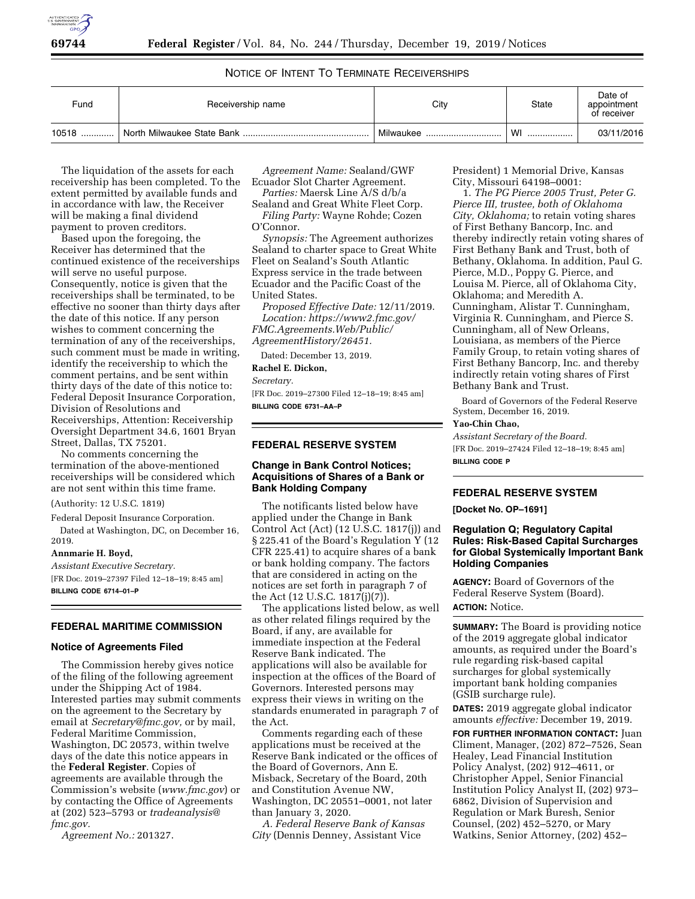NOTICE OF INTENT TO TERMINATE RECEIVERSHIPS

| Fund | Receivership name | City | State | Date of appointment of receiver |
| --- | --- | --- | --- | --- |
| 10518 | North Milwaukee State Bank | Milwaukee | WI | 03/11/2016 |

The liquidation of the assets for each receivership has been completed. To the extent permitted by available funds and in accordance with law, the Receiver will be making a final dividend payment to proven creditors.

Based upon the foregoing, the Receiver has determined that the continued existence of the receiverships will serve no useful purpose. Consequently, notice is given that the receiverships shall be terminated, to be effective no sooner than thirty days after the date of this notice. If any person wishes to comment concerning the termination of any of the receiverships, such comment must be made in writing, identify the receivership to which the comment pertains, and be sent within thirty days of the date of this notice to: Federal Deposit Insurance Corporation, Division of Resolutions and Receiverships, Attention: Receivership Oversight Department 34.6, 1601 Bryan Street, Dallas, TX 75201.

No comments concerning the termination of the above-mentioned receiverships will be considered which are not sent within this time frame.

(Authority: 12 U.S.C. 1819)

Federal Deposit Insurance Corporation.

Dated at Washington, DC, on December 16, 2019.

**Annmarie H. Boyd,**

*Assistant Executive Secretary.*

[FR Doc. 2019–27397 Filed 12–18–19; 8:45 am]

**BILLING CODE 6714–01–P**

## FEDERAL MARITIME COMMISSION

### Notice of Agreements Filed

The Commission hereby gives notice of the filing of the following agreement under the Shipping Act of 1984. Interested parties may submit comments on the agreement to the Secretary by email at *Secretary@fmc.gov,* or by mail, Federal Maritime Commission, Washington, DC 20573, within twelve days of the date this notice appears in the **Federal Register**. Copies of agreements are available through the Commission's website (*www.fmc.gov*) or by contacting the Office of Agreements at (202) 523–5793 or *tradeanalysis@fmc.gov.*

*Agreement No.:* 201327.

*Agreement Name:* Sealand/GWF Ecuador Slot Charter Agreement.

*Parties:* Maersk Line A/S d/b/a Sealand and Great White Fleet Corp.

*Filing Party:* Wayne Rohde; Cozen O'Connor.

*Synopsis:* The Agreement authorizes Sealand to charter space to Great White Fleet on Sealand's South Atlantic Express service in the trade between Ecuador and the Pacific Coast of the United States.

*Proposed Effective Date:* 12/11/2019.

*Location: https://www2.fmc.gov/FMC.Agreements.Web/Public/AgreementHistory/26451.*

Dated: December 13, 2019.

**Rachel E. Dickon,**

*Secretary.*

[FR Doc. 2019–27300 Filed 12–18–19; 8:45 am]

**BILLING CODE 6731–AA–P**

## FEDERAL RESERVE SYSTEM

### Change in Bank Control Notices; Acquisitions of Shares of a Bank or Bank Holding Company

The notificants listed below have applied under the Change in Bank Control Act (Act) (12 U.S.C. 1817(j)) and § 225.41 of the Board's Regulation Y (12 CFR 225.41) to acquire shares of a bank or bank holding company. The factors that are considered in acting on the notices are set forth in paragraph 7 of the Act (12 U.S.C. 1817(j)(7)).

The applications listed below, as well as other related filings required by the Board, if any, are available for immediate inspection at the Federal Reserve Bank indicated. The applications will also be available for inspection at the offices of the Board of Governors. Interested persons may express their views in writing on the standards enumerated in paragraph 7 of the Act.

Comments regarding each of these applications must be received at the Reserve Bank indicated or the offices of the Board of Governors, Ann E. Misback, Secretary of the Board, 20th and Constitution Avenue NW, Washington, DC 20551–0001, not later than January 3, 2020.

*A. Federal Reserve Bank of Kansas City* (Dennis Denney, Assistant Vice President) 1 Memorial Drive, Kansas City, Missouri 64198–0001:

1. *The PG Pierce 2005 Trust, Peter G. Pierce III, trustee, both of Oklahoma City, Oklahoma;* to retain voting shares of First Bethany Bancorp, Inc. and thereby indirectly retain voting shares of First Bethany Bank and Trust, both of Bethany, Oklahoma. In addition, Paul G. Pierce, M.D., Poppy G. Pierce, and Louisa M. Pierce, all of Oklahoma City, Oklahoma; and Meredith A. Cunningham, Alistar T. Cunningham, Virginia R. Cunningham, and Pierce S. Cunningham, all of New Orleans, Louisiana, as members of the Pierce Family Group, to retain voting shares of First Bethany Bancorp, Inc. and thereby indirectly retain voting shares of First Bethany Bank and Trust.

Board of Governors of the Federal Reserve System, December 16, 2019.

**Yao-Chin Chao,**

*Assistant Secretary of the Board.*

[FR Doc. 2019–27424 Filed 12–18–19; 8:45 am]

**BILLING CODE P**

## FEDERAL RESERVE SYSTEM

**[Docket No. OP–1691]**

### Regulation Q; Regulatory Capital Rules: Risk-Based Capital Surcharges for Global Systemically Important Bank Holding Companies

**AGENCY:** Board of Governors of the Federal Reserve System (Board).

**ACTION:** Notice.

**SUMMARY:** The Board is providing notice of the 2019 aggregate global indicator amounts, as required under the Board's rule regarding risk-based capital surcharges for global systemically important bank holding companies (GSIB surcharge rule).

**DATES:** 2019 aggregate global indicator amounts *effective:* December 19, 2019.

**FOR FURTHER INFORMATION CONTACT:** Juan Climent, Manager, (202) 872–7526, Sean Healey, Lead Financial Institution Policy Analyst, (202) 912–4611, or Christopher Appel, Senior Financial Institution Policy Analyst II, (202) 973–6862, Division of Supervision and Regulation or Mark Buresh, Senior Counsel, (202) 452–5270, or Mary Watkins, Senior Attorney, (202) 452–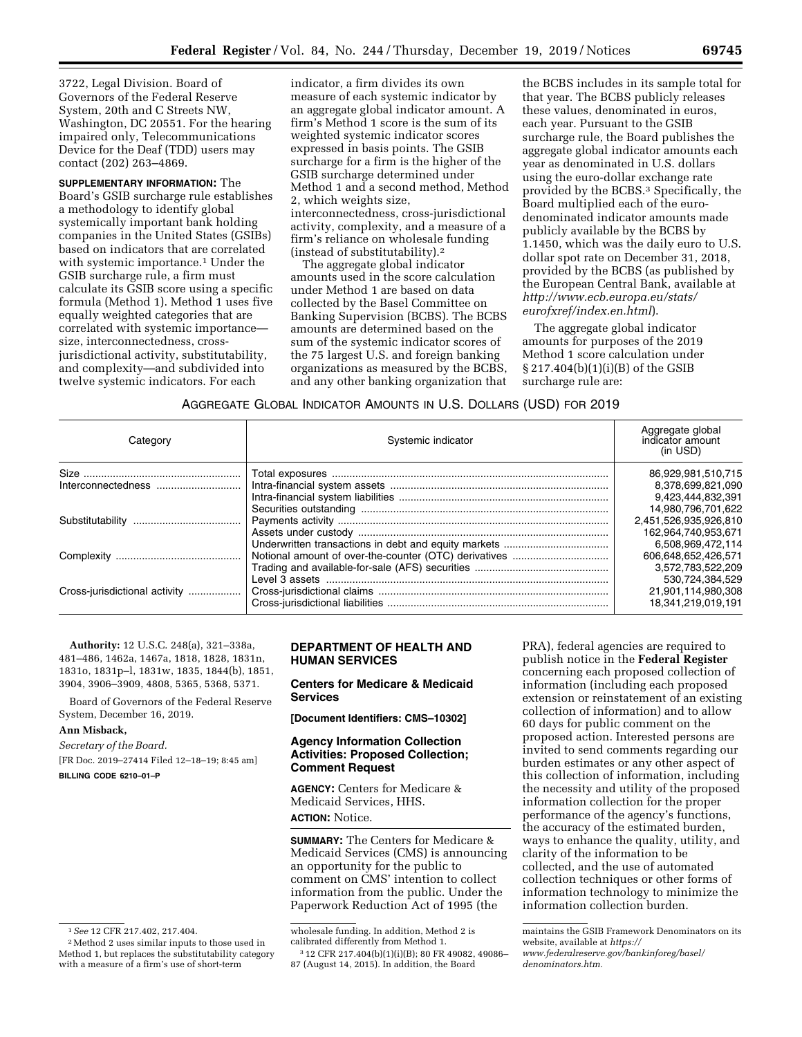3722, Legal Division. Board of Governors of the Federal Reserve System, 20th and C Streets NW, Washington, DC 20551. For the hearing impaired only, Telecommunications Device for the Deaf (TDD) users may contact (202) 263–4869.

**SUPPLEMENTARY INFORMATION:** The Board's GSIB surcharge rule establishes a methodology to identify global systemically important bank holding companies in the United States (GSIBs) based on indicators that are correlated with systemic importance.[1] Under the GSIB surcharge rule, a firm must calculate its GSIB score using a specific formula (Method 1). Method 1 uses five equally weighted categories that are correlated with systemic importance—size, interconnectedness, cross-jurisdictional activity, substitutability, and complexity—and subdivided into twelve systemic indicators. For each indicator, a firm divides its own measure of each systemic indicator by an aggregate global indicator amount. A firm's Method 1 score is the sum of its weighted systemic indicator scores expressed in basis points. The GSIB surcharge for a firm is the higher of the GSIB surcharge determined under Method 1 and a second method, Method 2, which weights size, interconnectedness, cross-jurisdictional activity, complexity, and a measure of a firm's reliance on wholesale funding (instead of substitutability).[2]

The aggregate global indicator amounts used in the score calculation under Method 1 are based on data collected by the Basel Committee on Banking Supervision (BCBS). The BCBS amounts are determined based on the sum of the systemic indicator scores of the 75 largest U.S. and foreign banking organizations as measured by the BCBS, and any other banking organization that the BCBS includes in its sample total for that year. The BCBS publicly releases these values, denominated in euros, each year. Pursuant to the GSIB surcharge rule, the Board publishes the aggregate global indicator amounts each year as denominated in U.S. dollars using the euro-dollar exchange rate provided by the BCBS.[3] Specifically, the Board multiplied each of the euro-denominated indicator amounts made publicly available by the BCBS by 1.1450, which was the daily euro to U.S. dollar spot rate on December 31, 2018, provided by the BCBS (as published by the European Central Bank, available at *http://www.ecb.europa.eu/stats/eurofxref/index.en.html*).

The aggregate global indicator amounts for purposes of the 2019 Method 1 score calculation under § 217.404(b)(1)(i)(B) of the GSIB surcharge rule are:

AGGREGATE GLOBAL INDICATOR AMOUNTS IN U.S. DOLLARS (USD) FOR 2019

| Category | Systemic indicator | Aggregate global indicator amount (in USD) |
|---|---|---|
| Size | Total exposures | 86,929,981,510,715 |
| Interconnectedness | Intra-financial system assets | 8,378,699,821,090 |
| | Intra-financial system liabilities | 9,423,444,832,391 |
| | Securities outstanding | 14,980,796,701,622 |
| Substitutability | Payments activity | 2,451,526,935,926,810 |
| | Assets under custody | 162,964,740,953,671 |
| | Underwritten transactions in debt and equity markets | 6,508,969,472,114 |
| Complexity | Notional amount of over-the-counter (OTC) derivatives | 606,648,652,426,571 |
| | Trading and available-for-sale (AFS) securities | 3,572,783,522,209 |
| | Level 3 assets | 530,724,384,529 |
| Cross-jurisdictional activity | Cross-jurisdictional claims | 21,901,114,980,308 |
| | Cross-jurisdictional liabilities | 18,341,219,019,191 |

**Authority:** 12 U.S.C. 248(a), 321–338a, 481–486, 1462a, 1467a, 1818, 1828, 1831n, 1831o, 1831p–l, 1831w, 1835, 1844(b), 1851, 3904, 3906–3909, 4808, 5365, 5368, 5371.

Board of Governors of the Federal Reserve System, December 16, 2019.

**Ann Misback,**

*Secretary of the Board.*

[FR Doc. 2019–27414 Filed 12–18–19; 8:45 am]

**BILLING CODE 6210–01–P**

[1] *See* 12 CFR 217.402, 217.404.

[2] Method 2 uses similar inputs to those used in Method 1, but replaces the substitutability category with a measure of a firm's use of short-term wholesale funding. In addition, Method 2 is calibrated differently from Method 1.

[3] 12 CFR 217.404(b)(1)(i)(B); 80 FR 49082, 49086–87 (August 14, 2015). In addition, the Board maintains the GSIB Framework Denominators on its website, available at *https://www.federalreserve.gov/bankinforeg/basel/denominators.htm.*

## DEPARTMENT OF HEALTH AND HUMAN SERVICES

### Centers for Medicare & Medicaid Services

**[Document Identifiers: CMS–10302]**

### Agency Information Collection Activities: Proposed Collection; Comment Request

**AGENCY:** Centers for Medicare & Medicaid Services, HHS.

**ACTION:** Notice.

**SUMMARY:** The Centers for Medicare & Medicaid Services (CMS) is announcing an opportunity for the public to comment on CMS' intention to collect information from the public. Under the Paperwork Reduction Act of 1995 (the PRA), federal agencies are required to publish notice in the **Federal Register** concerning each proposed collection of information (including each proposed extension or reinstatement of an existing collection of information) and to allow 60 days for public comment on the proposed action. Interested persons are invited to send comments regarding our burden estimates or any other aspect of this collection of information, including the necessity and utility of the proposed information collection for the proper performance of the agency's functions, the accuracy of the estimated burden, ways to enhance the quality, utility, and clarity of the information to be collected, and the use of automated collection techniques or other forms of information technology to minimize the information collection burden.